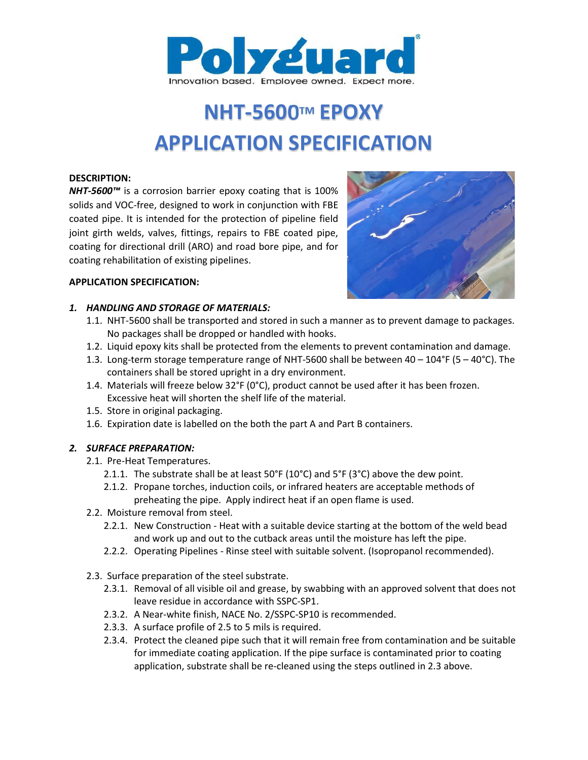Polyguard®

Innovation based. Employee owned. Expect more.

# NHT-5600™ EPOXY APPLICATION SPECIFICATION

**DESCRIPTION:**

***NHT-5600™*** is a corrosion barrier epoxy coating that is 100% solids and VOC-free, designed to work in conjunction with FBE coated pipe. It is intended for the protection of pipeline field joint girth welds, valves, fittings, repairs to FBE coated pipe, coating for directional drill (ARO) and road bore pipe, and for coating rehabilitation of existing pipelines.

**APPLICATION SPECIFICATION:**

***1. HANDLING AND STORAGE OF MATERIALS:***

1.1. NHT-5600 shall be transported and stored in such a manner as to prevent damage to packages. No packages shall be dropped or handled with hooks.

1.2. Liquid epoxy kits shall be protected from the elements to prevent contamination and damage.

1.3. Long-term storage temperature range of NHT-5600 shall be between 40 – 104°F (5 – 40°C). The containers shall be stored upright in a dry environment.

1.4. Materials will freeze below 32°F (0°C), product cannot be used after it has been frozen. Excessive heat will shorten the shelf life of the material.

1.5. Store in original packaging.

1.6. Expiration date is labelled on the both the part A and Part B containers.

***2. SURFACE PREPARATION:***

2.1. Pre-Heat Temperatures.

2.1.1. The substrate shall be at least 50°F (10°C) and 5°F (3°C) above the dew point.

2.1.2. Propane torches, induction coils, or infrared heaters are acceptable methods of preheating the pipe. Apply indirect heat if an open flame is used.

2.2. Moisture removal from steel.

2.2.1. New Construction - Heat with a suitable device starting at the bottom of the weld bead and work up and out to the cutback areas until the moisture has left the pipe.

2.2.2. Operating Pipelines - Rinse steel with suitable solvent. (Isopropanol recommended).

2.3. Surface preparation of the steel substrate.

2.3.1. Removal of all visible oil and grease, by swabbing with an approved solvent that does not leave residue in accordance with SSPC-SP1.

2.3.2. A Near-white finish, NACE No. 2/SSPC-SP10 is recommended.

2.3.3. A surface profile of 2.5 to 5 mils is required.

2.3.4. Protect the cleaned pipe such that it will remain free from contamination and be suitable for immediate coating application. If the pipe surface is contaminated prior to coating application, substrate shall be re-cleaned using the steps outlined in 2.3 above.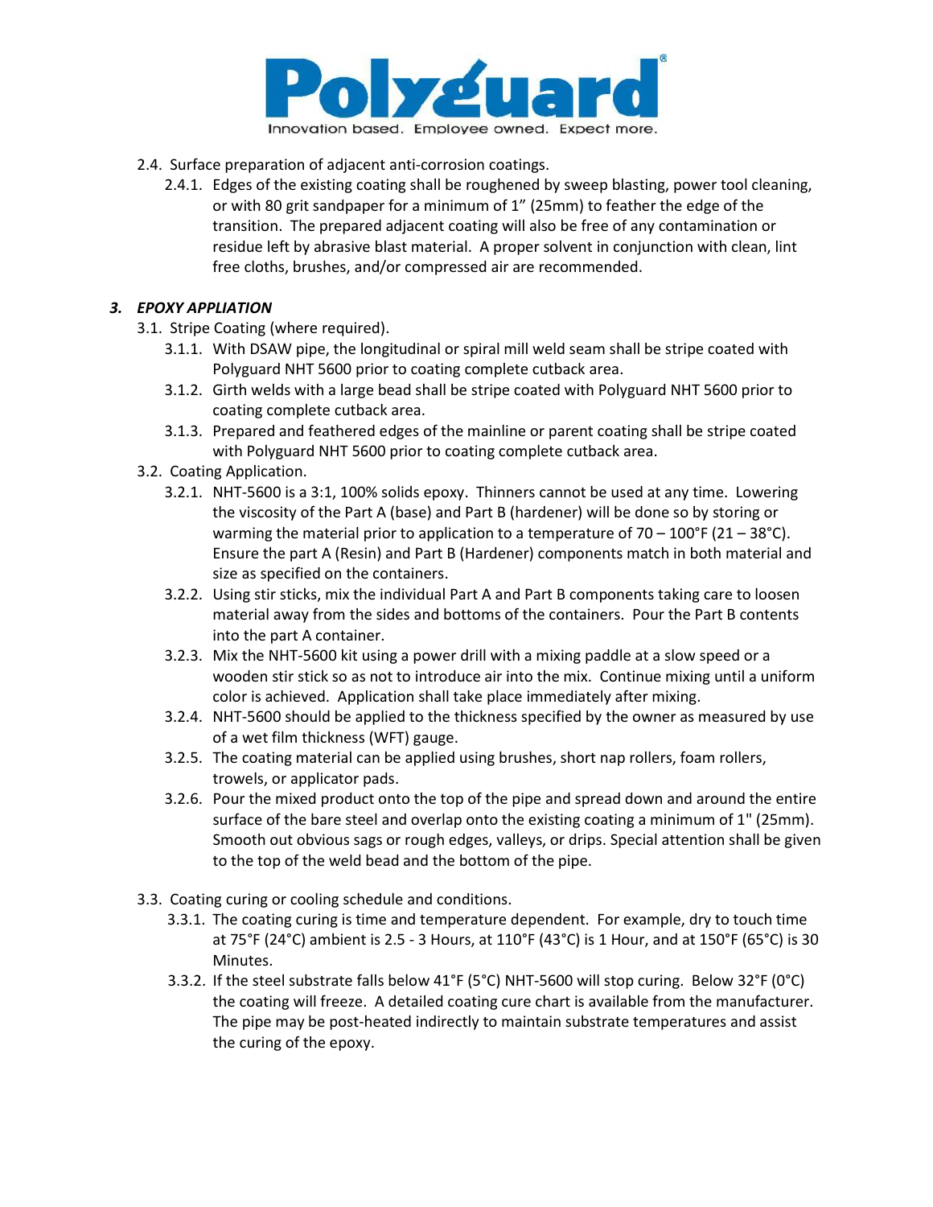- 2.4. Surface preparation of adjacent anti-corrosion coatings.
  - 2.4.1. Edges of the existing coating shall be roughened by sweep blasting, power tool cleaning, or with 80 grit sandpaper for a minimum of 1" (25mm) to feather the edge of the transition. The prepared adjacent coating will also be free of any contamination or residue left by abrasive blast material. A proper solvent in conjunction with clean, lint free cloths, brushes, and/or compressed air are recommended.

### *3. EPOXY APPLIATION*

- 3.1. Stripe Coating (where required).
  - 3.1.1. With DSAW pipe, the longitudinal or spiral mill weld seam shall be stripe coated with Polyguard NHT 5600 prior to coating complete cutback area.
  - 3.1.2. Girth welds with a large bead shall be stripe coated with Polyguard NHT 5600 prior to coating complete cutback area.
  - 3.1.3. Prepared and feathered edges of the mainline or parent coating shall be stripe coated with Polyguard NHT 5600 prior to coating complete cutback area.
- 3.2. Coating Application.
  - 3.2.1. NHT-5600 is a 3:1, 100% solids epoxy. Thinners cannot be used at any time. Lowering the viscosity of the Part A (base) and Part B (hardener) will be done so by storing or warming the material prior to application to a temperature of 70 – 100°F (21 – 38°C). Ensure the part A (Resin) and Part B (Hardener) components match in both material and size as specified on the containers.
  - 3.2.2. Using stir sticks, mix the individual Part A and Part B components taking care to loosen material away from the sides and bottoms of the containers. Pour the Part B contents into the part A container.
  - 3.2.3. Mix the NHT-5600 kit using a power drill with a mixing paddle at a slow speed or a wooden stir stick so as not to introduce air into the mix. Continue mixing until a uniform color is achieved. Application shall take place immediately after mixing.
  - 3.2.4. NHT-5600 should be applied to the thickness specified by the owner as measured by use of a wet film thickness (WFT) gauge.
  - 3.2.5. The coating material can be applied using brushes, short nap rollers, foam rollers, trowels, or applicator pads.
  - 3.2.6. Pour the mixed product onto the top of the pipe and spread down and around the entire surface of the bare steel and overlap onto the existing coating a minimum of 1" (25mm). Smooth out obvious sags or rough edges, valleys, or drips. Special attention shall be given to the top of the weld bead and the bottom of the pipe.
- 3.3. Coating curing or cooling schedule and conditions.
  - 3.3.1. The coating curing is time and temperature dependent. For example, dry to touch time at 75°F (24°C) ambient is 2.5 - 3 Hours, at 110°F (43°C) is 1 Hour, and at 150°F (65°C) is 30 Minutes.
  - 3.3.2. If the steel substrate falls below 41°F (5°C) NHT-5600 will stop curing. Below 32°F (0°C) the coating will freeze. A detailed coating cure chart is available from the manufacturer. The pipe may be post-heated indirectly to maintain substrate temperatures and assist the curing of the epoxy.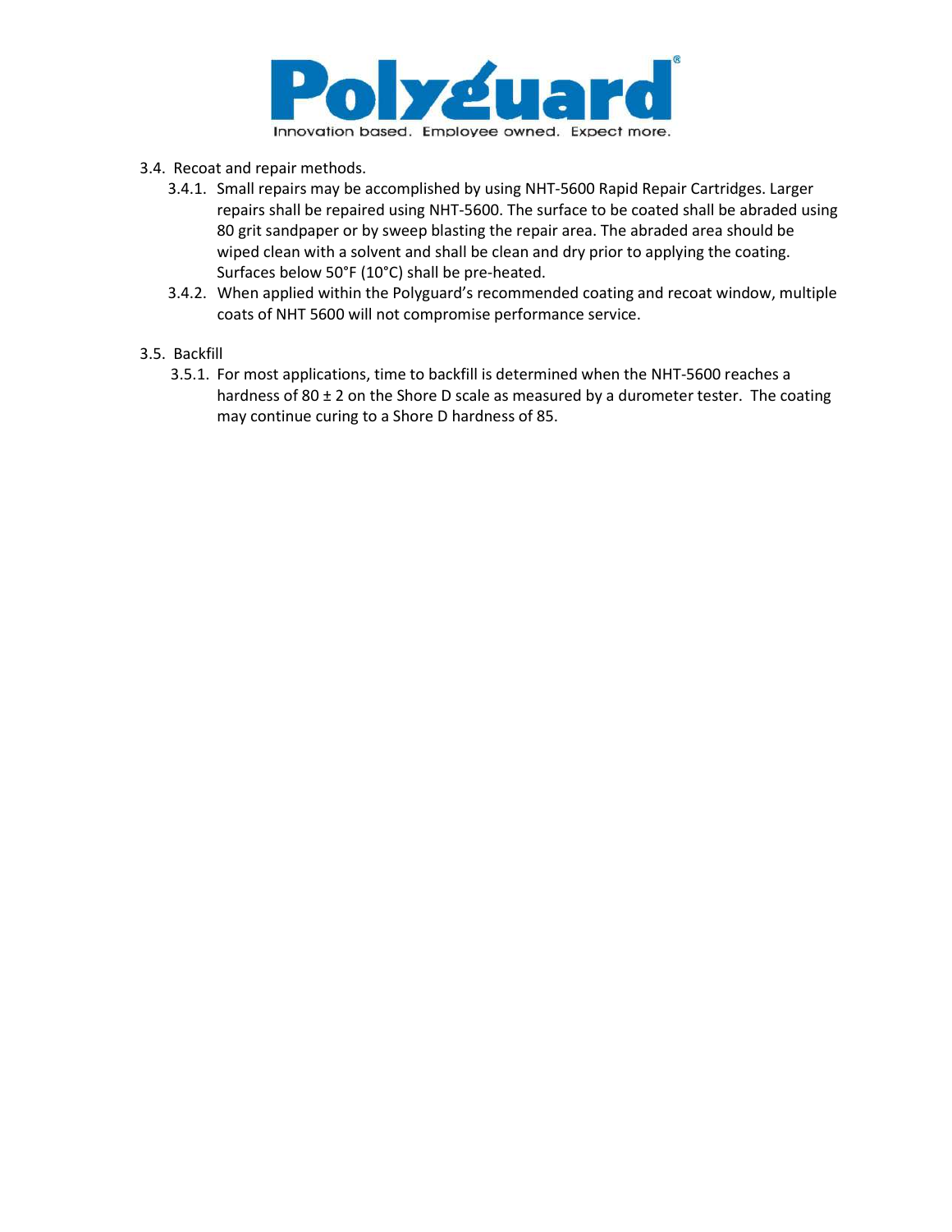3.4. Recoat and repair methods.

3.4.1. Small repairs may be accomplished by using NHT-5600 Rapid Repair Cartridges. Larger repairs shall be repaired using NHT-5600. The surface to be coated shall be abraded using 80 grit sandpaper or by sweep blasting the repair area. The abraded area should be wiped clean with a solvent and shall be clean and dry prior to applying the coating. Surfaces below 50°F (10°C) shall be pre-heated.

3.4.2. When applied within the Polyguard's recommended coating and recoat window, multiple coats of NHT 5600 will not compromise performance service.

3.5. Backfill

3.5.1. For most applications, time to backfill is determined when the NHT-5600 reaches a hardness of 80 ± 2 on the Shore D scale as measured by a durometer tester. The coating may continue curing to a Shore D hardness of 85.